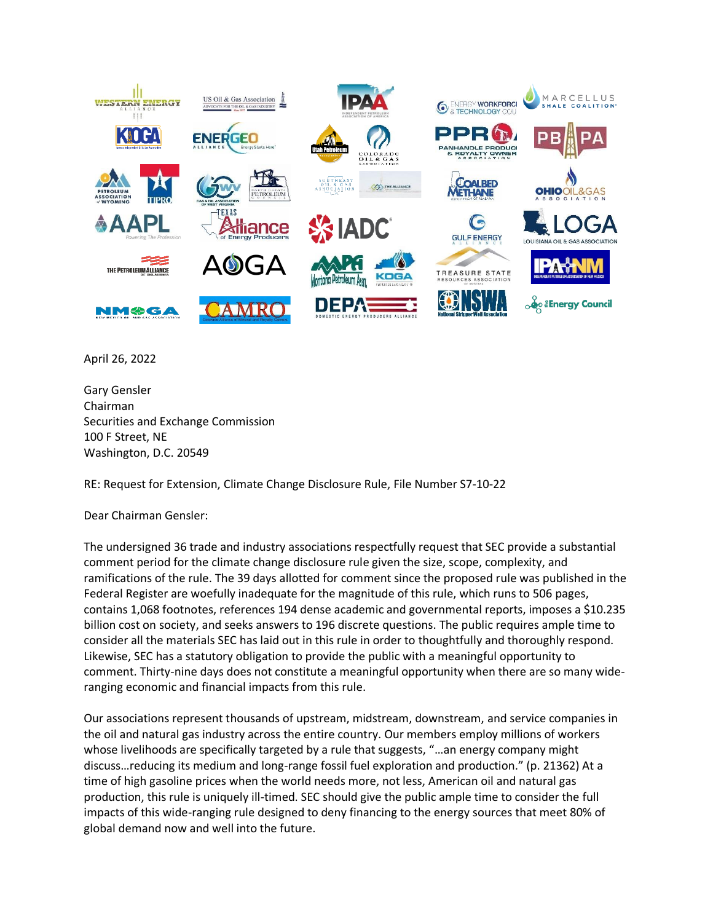April 26, 2022

Gary Gensler
Chairman
Securities and Exchange Commission
100 F Street, NE
Washington, D.C. 20549

RE: Request for Extension, Climate Change Disclosure Rule, File Number S7-10-22

Dear Chairman Gensler:

The undersigned 36 trade and industry associations respectfully request that SEC provide a substantial comment period for the climate change disclosure rule given the size, scope, complexity, and ramifications of the rule. The 39 days allotted for comment since the proposed rule was published in the Federal Register are woefully inadequate for the magnitude of this rule, which runs to 506 pages, contains 1,068 footnotes, references 194 dense academic and governmental reports, imposes a $10.235 billion cost on society, and seeks answers to 196 discrete questions. The public requires ample time to consider all the materials SEC has laid out in this rule in order to thoughtfully and thoroughly respond. Likewise, SEC has a statutory obligation to provide the public with a meaningful opportunity to comment. Thirty-nine days does not constitute a meaningful opportunity when there are so many wide-ranging economic and financial impacts from this rule.

Our associations represent thousands of upstream, midstream, downstream, and service companies in the oil and natural gas industry across the entire country. Our members employ millions of workers whose livelihoods are specifically targeted by a rule that suggests, "…an energy company might discuss…reducing its medium and long-range fossil fuel exploration and production." (p. 21362) At a time of high gasoline prices when the world needs more, not less, American oil and natural gas production, this rule is uniquely ill-timed. SEC should give the public ample time to consider the full impacts of this wide-ranging rule designed to deny financing to the energy sources that meet 80% of global demand now and well into the future.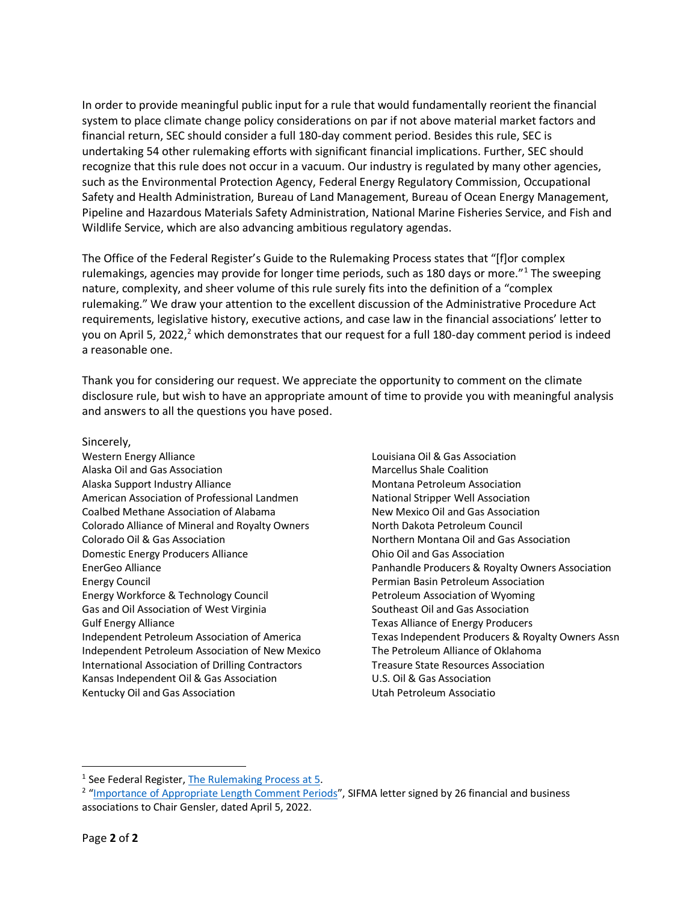In order to provide meaningful public input for a rule that would fundamentally reorient the financial system to place climate change policy considerations on par if not above material market factors and financial return, SEC should consider a full 180-day comment period. Besides this rule, SEC is undertaking 54 other rulemaking efforts with significant financial implications. Further, SEC should recognize that this rule does not occur in a vacuum. Our industry is regulated by many other agencies, such as the Environmental Protection Agency, Federal Energy Regulatory Commission, Occupational Safety and Health Administration, Bureau of Land Management, Bureau of Ocean Energy Management, Pipeline and Hazardous Materials Safety Administration, National Marine Fisheries Service, and Fish and Wildlife Service, which are also advancing ambitious regulatory agendas.

The Office of the Federal Register's Guide to the Rulemaking Process states that "[f]or complex rulemakings, agencies may provide for longer time periods, such as 180 days or more."[1] The sweeping nature, complexity, and sheer volume of this rule surely fits into the definition of a "complex rulemaking." We draw your attention to the excellent discussion of the Administrative Procedure Act requirements, legislative history, executive actions, and case law in the financial associations' letter to you on April 5, 2022,[2] which demonstrates that our request for a full 180-day comment period is indeed a reasonable one.

Thank you for considering our request. We appreciate the opportunity to comment on the climate disclosure rule, but wish to have an appropriate amount of time to provide you with meaningful analysis and answers to all the questions you have posed.

Sincerely,

Western Energy Alliance
Alaska Oil and Gas Association
Alaska Support Industry Alliance
American Association of Professional Landmen
Coalbed Methane Association of Alabama
Colorado Alliance of Mineral and Royalty Owners
Colorado Oil & Gas Association
Domestic Energy Producers Alliance
EnerGeo Alliance
Energy Council
Energy Workforce & Technology Council
Gas and Oil Association of West Virginia
Gulf Energy Alliance
Independent Petroleum Association of America
Independent Petroleum Association of New Mexico
International Association of Drilling Contractors
Kansas Independent Oil & Gas Association
Kentucky Oil and Gas Association
Louisiana Oil & Gas Association
Marcellus Shale Coalition
Montana Petroleum Association
National Stripper Well Association
New Mexico Oil and Gas Association
North Dakota Petroleum Council
Northern Montana Oil and Gas Association
Ohio Oil and Gas Association
Panhandle Producers & Royalty Owners Association
Permian Basin Petroleum Association
Petroleum Association of Wyoming
Southeast Oil and Gas Association
Texas Alliance of Energy Producers
Texas Independent Producers & Royalty Owners Assn
The Petroleum Alliance of Oklahoma
Treasure State Resources Association
U.S. Oil & Gas Association
Utah Petroleum Associatio

---

[1] See Federal Register, The Rulemaking Process at 5.

[2] "Importance of Appropriate Length Comment Periods", SIFMA letter signed by 26 financial and business associations to Chair Gensler, dated April 5, 2022.